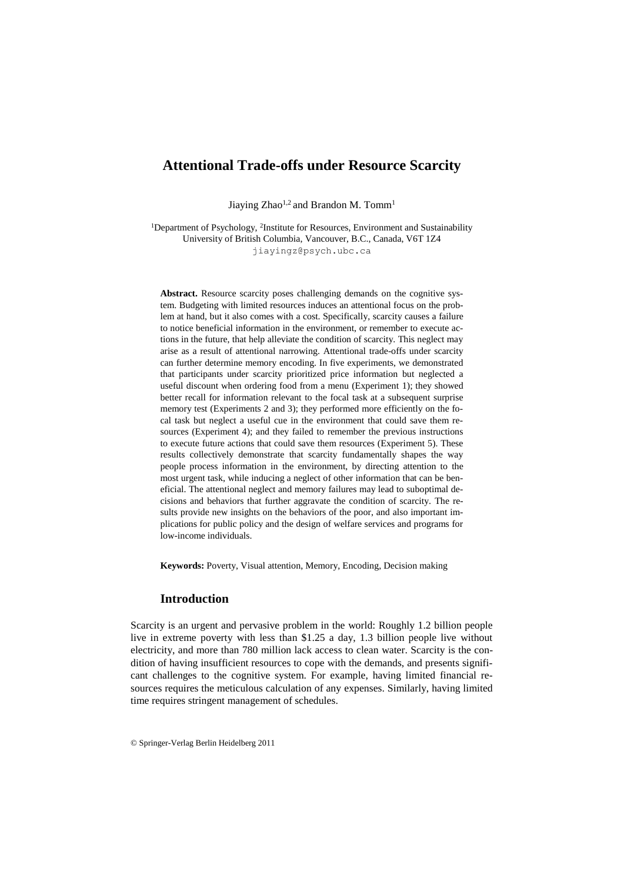# Attentional Trade-offs under Resource Scarcity

Jiaying Zhao[1,2] and Brandon M. Tomm[1]

[1]Department of Psychology, [2]Institute for Resources, Environment and Sustainability
University of British Columbia, Vancouver, B.C., Canada, V6T 1Z4
jiayingz@psych.ubc.ca

**Abstract.** Resource scarcity poses challenging demands on the cognitive system. Budgeting with limited resources induces an attentional focus on the problem at hand, but it also comes with a cost. Specifically, scarcity causes a failure to notice beneficial information in the environment, or remember to execute actions in the future, that help alleviate the condition of scarcity. This neglect may arise as a result of attentional narrowing. Attentional trade-offs under scarcity can further determine memory encoding. In five experiments, we demonstrated that participants under scarcity prioritized price information but neglected a useful discount when ordering food from a menu (Experiment 1); they showed better recall for information relevant to the focal task at a subsequent surprise memory test (Experiments 2 and 3); they performed more efficiently on the focal task but neglect a useful cue in the environment that could save them resources (Experiment 4); and they failed to remember the previous instructions to execute future actions that could save them resources (Experiment 5). These results collectively demonstrate that scarcity fundamentally shapes the way people process information in the environment, by directing attention to the most urgent task, while inducing a neglect of other information that can be beneficial. The attentional neglect and memory failures may lead to suboptimal decisions and behaviors that further aggravate the condition of scarcity. The results provide new insights on the behaviors of the poor, and also important implications for public policy and the design of welfare services and programs for low-income individuals.

**Keywords:** Poverty, Visual attention, Memory, Encoding, Decision making

## Introduction

Scarcity is an urgent and pervasive problem in the world: Roughly 1.2 billion people live in extreme poverty with less than $1.25 a day, 1.3 billion people live without electricity, and more than 780 million lack access to clean water. Scarcity is the condition of having insufficient resources to cope with the demands, and presents significant challenges to the cognitive system. For example, having limited financial resources requires the meticulous calculation of any expenses. Similarly, having limited time requires stringent management of schedules.

© Springer-Verlag Berlin Heidelberg 2011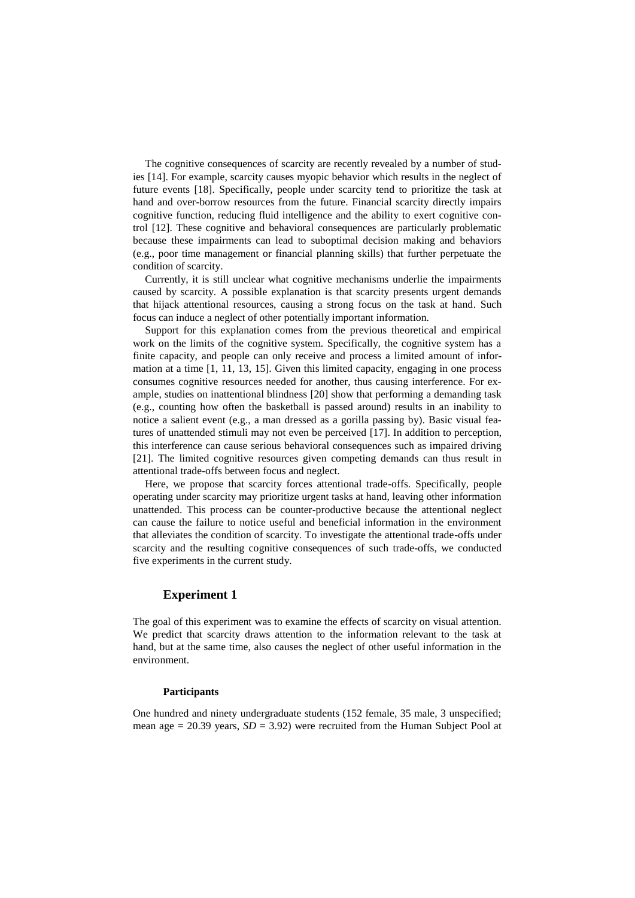The cognitive consequences of scarcity are recently revealed by a number of studies [14]. For example, scarcity causes myopic behavior which results in the neglect of future events [18]. Specifically, people under scarcity tend to prioritize the task at hand and over-borrow resources from the future. Financial scarcity directly impairs cognitive function, reducing fluid intelligence and the ability to exert cognitive control [12]. These cognitive and behavioral consequences are particularly problematic because these impairments can lead to suboptimal decision making and behaviors (e.g., poor time management or financial planning skills) that further perpetuate the condition of scarcity.

Currently, it is still unclear what cognitive mechanisms underlie the impairments caused by scarcity. A possible explanation is that scarcity presents urgent demands that hijack attentional resources, causing a strong focus on the task at hand. Such focus can induce a neglect of other potentially important information.

Support for this explanation comes from the previous theoretical and empirical work on the limits of the cognitive system. Specifically, the cognitive system has a finite capacity, and people can only receive and process a limited amount of information at a time [1, 11, 13, 15]. Given this limited capacity, engaging in one process consumes cognitive resources needed for another, thus causing interference. For example, studies on inattentional blindness [20] show that performing a demanding task (e.g., counting how often the basketball is passed around) results in an inability to notice a salient event (e.g., a man dressed as a gorilla passing by). Basic visual features of unattended stimuli may not even be perceived [17]. In addition to perception, this interference can cause serious behavioral consequences such as impaired driving [21]. The limited cognitive resources given competing demands can thus result in attentional trade-offs between focus and neglect.

Here, we propose that scarcity forces attentional trade-offs. Specifically, people operating under scarcity may prioritize urgent tasks at hand, leaving other information unattended. This process can be counter-productive because the attentional neglect can cause the failure to notice useful and beneficial information in the environment that alleviates the condition of scarcity. To investigate the attentional trade-offs under scarcity and the resulting cognitive consequences of such trade-offs, we conducted five experiments in the current study.

## Experiment 1

The goal of this experiment was to examine the effects of scarcity on visual attention. We predict that scarcity draws attention to the information relevant to the task at hand, but at the same time, also causes the neglect of other useful information in the environment.

### Participants

One hundred and ninety undergraduate students (152 female, 35 male, 3 unspecified; mean age = 20.39 years, *SD* = 3.92) were recruited from the Human Subject Pool at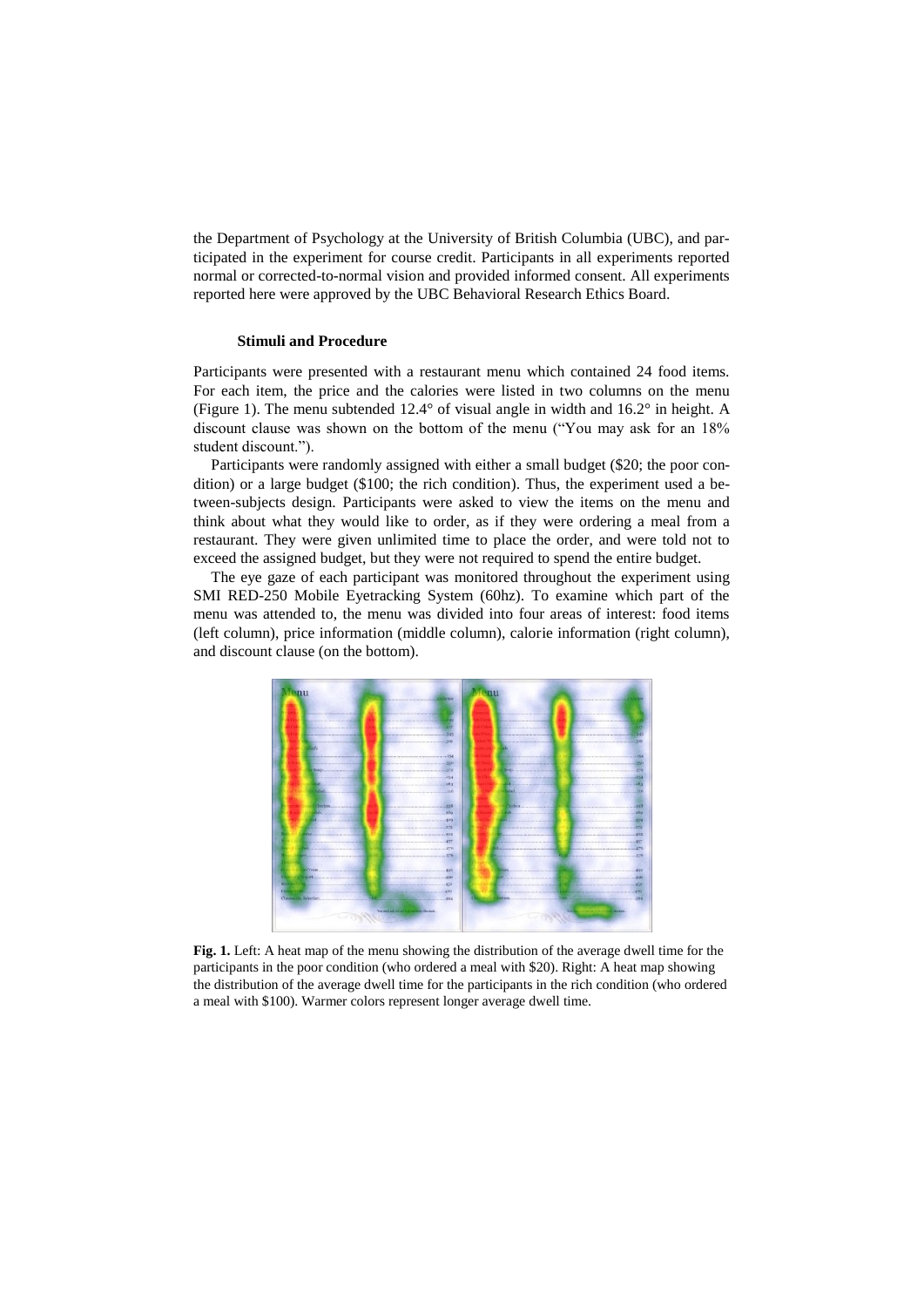the Department of Psychology at the University of British Columbia (UBC), and participated in the experiment for course credit. Participants in all experiments reported normal or corrected-to-normal vision and provided informed consent. All experiments reported here were approved by the UBC Behavioral Research Ethics Board.

### Stimuli and Procedure

Participants were presented with a restaurant menu which contained 24 food items. For each item, the price and the calories were listed in two columns on the menu (Figure 1). The menu subtended 12.4° of visual angle in width and 16.2° in height. A discount clause was shown on the bottom of the menu ("You may ask for an 18% student discount.").

Participants were randomly assigned with either a small budget ($20; the poor condition) or a large budget ($100; the rich condition). Thus, the experiment used a between-subjects design. Participants were asked to view the items on the menu and think about what they would like to order, as if they were ordering a meal from a restaurant. They were given unlimited time to place the order, and were told not to exceed the assigned budget, but they were not required to spend the entire budget.

The eye gaze of each participant was monitored throughout the experiment using SMI RED-250 Mobile Eyetracking System (60hz). To examine which part of the menu was attended to, the menu was divided into four areas of interest: food items (left column), price information (middle column), calorie information (right column), and discount clause (on the bottom).

**Fig. 1.** Left: A heat map of the menu showing the distribution of the average dwell time for the participants in the poor condition (who ordered a meal with $20). Right: A heat map showing the distribution of the average dwell time for the participants in the rich condition (who ordered a meal with $100). Warmer colors represent longer average dwell time.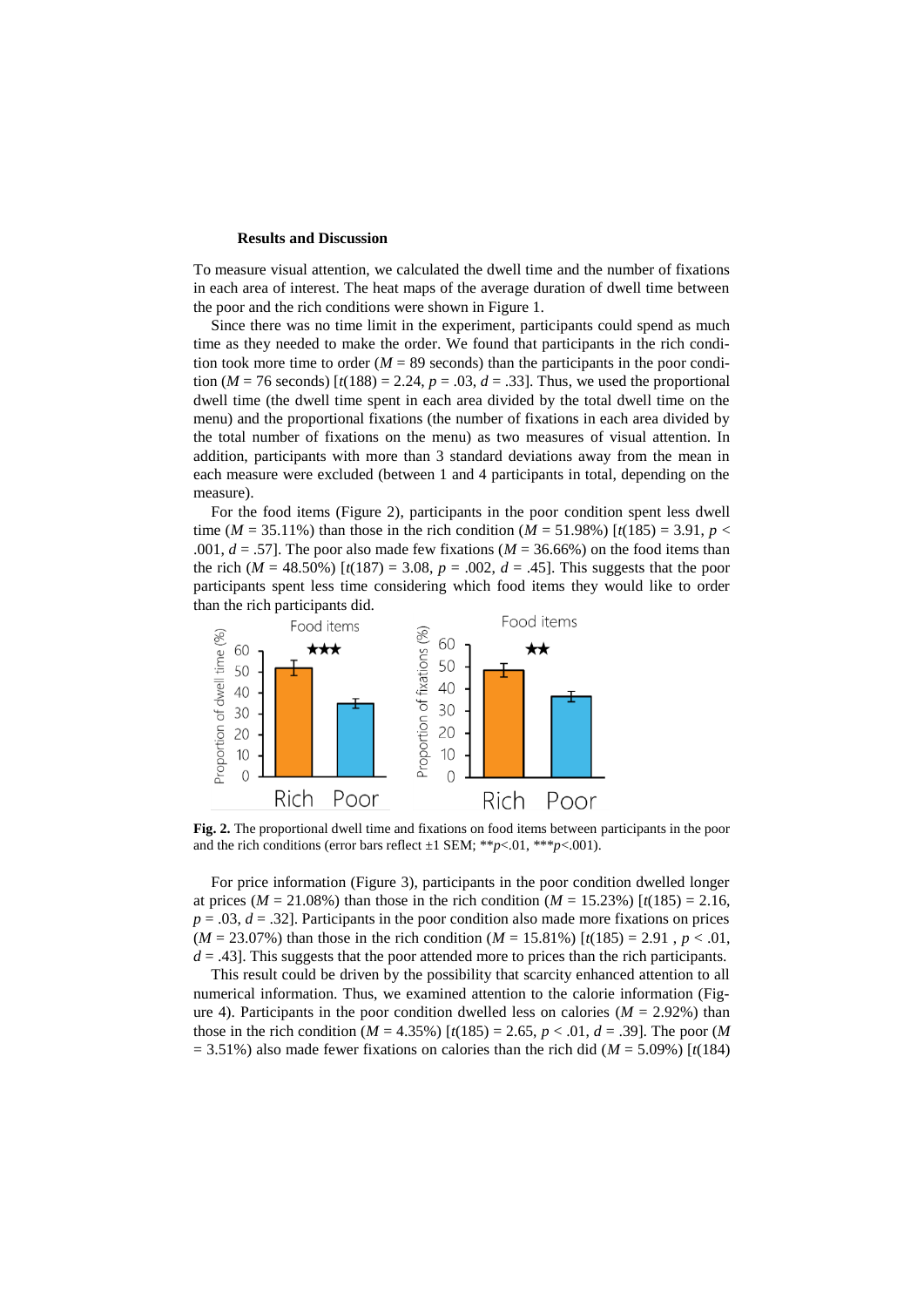**Results and Discussion**

To measure visual attention, we calculated the dwell time and the number of fixations in each area of interest. The heat maps of the average duration of dwell time between the poor and the rich conditions were shown in Figure 1.

Since there was no time limit in the experiment, participants could spend as much time as they needed to make the order. We found that participants in the rich condition took more time to order ($M$ = 89 seconds) than the participants in the poor condition ($M$ = 76 seconds) [$t(188) = 2.24$, $p = .03$, $d = .33$]. Thus, we used the proportional dwell time (the dwell time spent in each area divided by the total dwell time on the menu) and the proportional fixations (the number of fixations in each area divided by the total number of fixations on the menu) as two measures of visual attention. In addition, participants with more than 3 standard deviations away from the mean in each measure were excluded (between 1 and 4 participants in total, depending on the measure).

For the food items (Figure 2), participants in the poor condition spent less dwell time ($M$ = 35.11%) than those in the rich condition ($M$ = 51.98%) [$t(185) = 3.91$, $p < .001$, $d = .57$]. The poor also made few fixations ($M$ = 36.66%) on the food items than the rich ($M$ = 48.50%) [$t(187) = 3.08$, $p = .002$, $d = .45$]. This suggests that the poor participants spent less time considering which food items they would like to order than the rich participants did.

**Fig. 2.** The proportional dwell time and fixations on food items between participants in the poor and the rich conditions (error bars reflect ±1 SEM; **$p$<.01, ***$p$<.001).

For price information (Figure 3), participants in the poor condition dwelled longer at prices ($M$ = 21.08%) than those in the rich condition ($M$ = 15.23%) [$t(185) = 2.16$, $p = .03$, $d = .32$]. Participants in the poor condition also made more fixations on prices ($M$ = 23.07%) than those in the rich condition ($M$ = 15.81%) [$t(185) = 2.91$ , $p < .01$, $d = .43$]. This suggests that the poor attended more to prices than the rich participants.

This result could be driven by the possibility that scarcity enhanced attention to all numerical information. Thus, we examined attention to the calorie information (Figure 4). Participants in the poor condition dwelled less on calories ($M$ = 2.92%) than those in the rich condition ($M$ = 4.35%) [$t(185) = 2.65$, $p < .01$, $d = .39$]. The poor ($M$ = 3.51%) also made fewer fixations on calories than the rich did ($M$ = 5.09%) [$t(184)$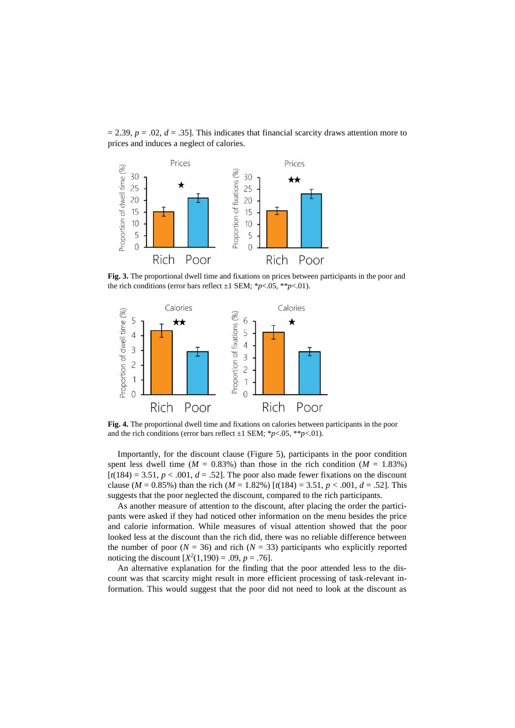= 2.39, $p$ = .02, $d$ = .35]. This indicates that financial scarcity draws attention more to prices and induces a neglect of calories.

**Fig. 3.** The proportional dwell time and fixations on prices between participants in the poor and the rich conditions (error bars reflect ±1 SEM; \*$p$<.05, \*\*$p$<.01).

**Fig. 4.** The proportional dwell time and fixations on calories between participants in the poor and the rich conditions (error bars reflect ±1 SEM; \*$p$<.05, \*\*$p$<.01).

Importantly, for the discount clause (Figure 5), participants in the poor condition spent less dwell time ($M$ = 0.83%) than those in the rich condition ($M$ = 1.83%) [$t(184)$ = 3.51, $p$ < .001, $d$ = .52]. The poor also made fewer fixations on the discount clause ($M$ = 0.85%) than the rich ($M$ = 1.82%) [$t(184)$ = 3.51, $p$ < .001, $d$ = .52]. This suggests that the poor neglected the discount, compared to the rich participants.

As another measure of attention to the discount, after placing the order the participants were asked if they had noticed other information on the menu besides the price and calorie information. While measures of visual attention showed that the poor looked less at the discount than the rich did, there was no reliable difference between the number of poor ($N$ = 36) and rich ($N$ = 33) participants who explicitly reported noticing the discount [$X^2(1,190)$ = .09, $p$ = .76].

An alternative explanation for the finding that the poor attended less to the discount was that scarcity might result in more efficient processing of task-relevant information. This would suggest that the poor did not need to look at the discount as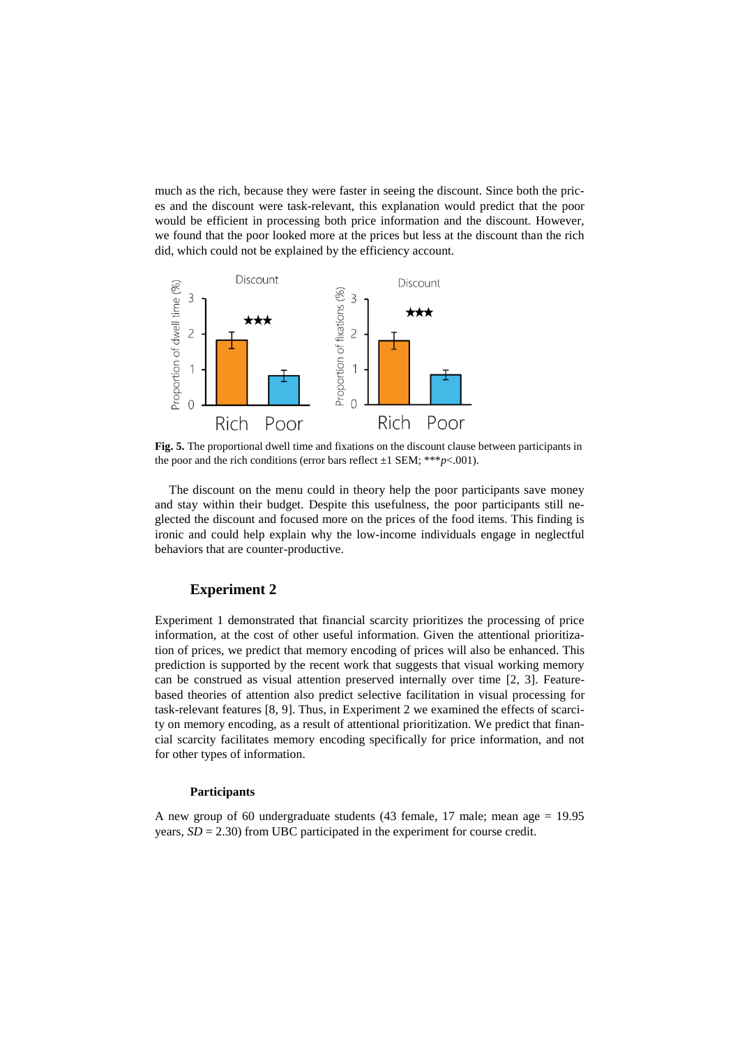much as the rich, because they were faster in seeing the discount. Since both the prices and the discount were task-relevant, this explanation would predict that the poor would be efficient in processing both price information and the discount. However, we found that the poor looked more at the prices but less at the discount than the rich did, which could not be explained by the efficiency account.

**Fig. 5.** The proportional dwell time and fixations on the discount clause between participants in the poor and the rich conditions (error bars reflect ±1 SEM; ***$p$<.001).

The discount on the menu could in theory help the poor participants save money and stay within their budget. Despite this usefulness, the poor participants still neglected the discount and focused more on the prices of the food items. This finding is ironic and could help explain why the low-income individuals engage in neglectful behaviors that are counter-productive.

## Experiment 2

Experiment 1 demonstrated that financial scarcity prioritizes the processing of price information, at the cost of other useful information. Given the attentional prioritization of prices, we predict that memory encoding of prices will also be enhanced. This prediction is supported by the recent work that suggests that visual working memory can be construed as visual attention preserved internally over time [2, 3]. Feature-based theories of attention also predict selective facilitation in visual processing for task-relevant features [8, 9]. Thus, in Experiment 2 we examined the effects of scarcity on memory encoding, as a result of attentional prioritization. We predict that financial scarcity facilitates memory encoding specifically for price information, and not for other types of information.

### Participants

A new group of 60 undergraduate students (43 female, 17 male; mean age = 19.95 years, $SD$ = 2.30) from UBC participated in the experiment for course credit.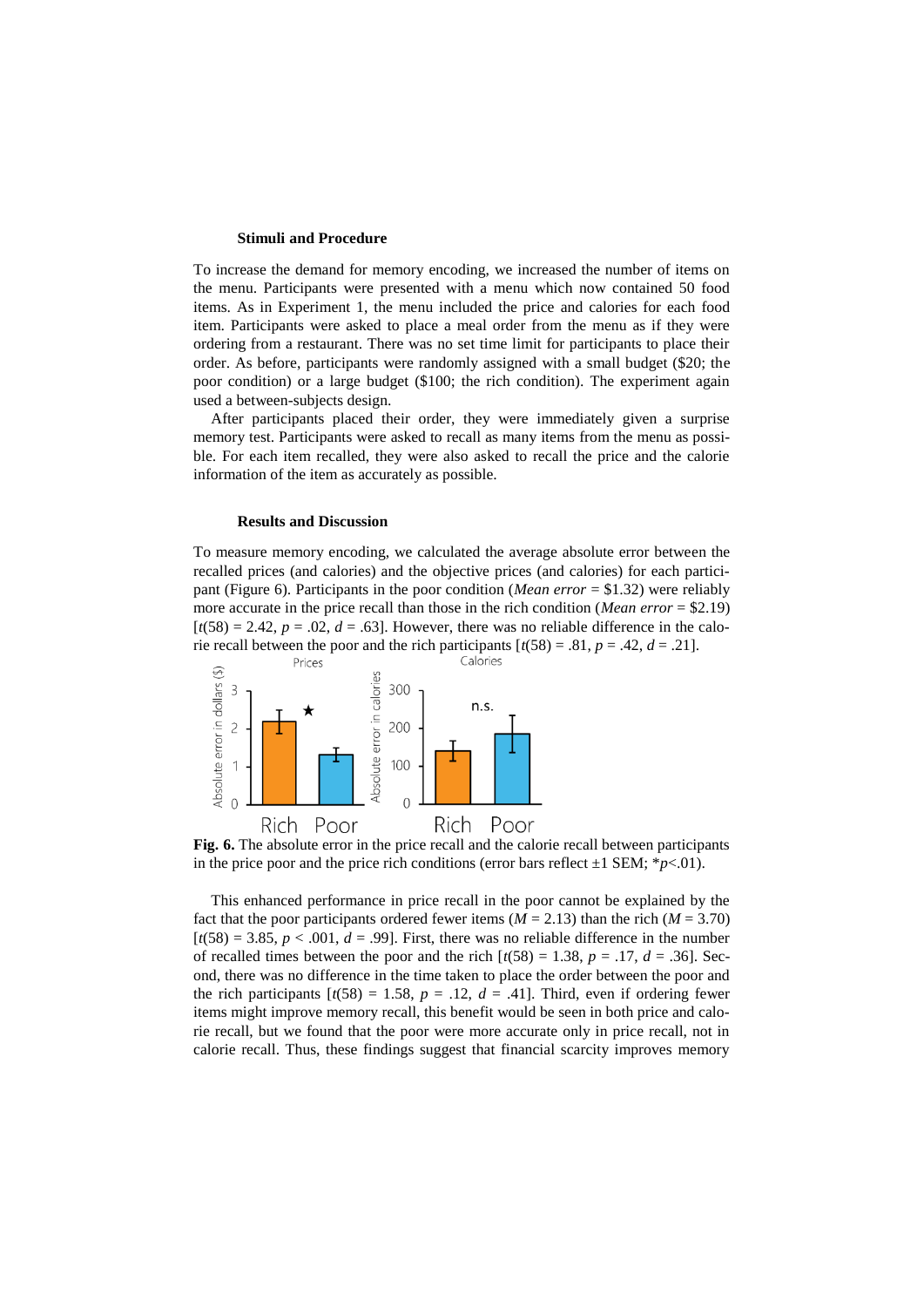### Stimuli and Procedure

To increase the demand for memory encoding, we increased the number of items on the menu. Participants were presented with a menu which now contained 50 food items. As in Experiment 1, the menu included the price and calories for each food item. Participants were asked to place a meal order from the menu as if they were ordering from a restaurant. There was no set time limit for participants to place their order. As before, participants were randomly assigned with a small budget ($20; the poor condition) or a large budget ($100; the rich condition). The experiment again used a between-subjects design.

After participants placed their order, they were immediately given a surprise memory test. Participants were asked to recall as many items from the menu as possible. For each item recalled, they were also asked to recall the price and the calorie information of the item as accurately as possible.

### Results and Discussion

To measure memory encoding, we calculated the average absolute error between the recalled prices (and calories) and the objective prices (and calories) for each participant (Figure 6). Participants in the poor condition (*Mean error* = $1.32) were reliably more accurate in the price recall than those in the rich condition (*Mean error* = $2.19) [$t(58) = 2.42$, $p = .02$, $d = .63$]. However, there was no reliable difference in the calorie recall between the poor and the rich participants [$t(58) = .81$, $p = .42$, $d = .21$].

**Fig. 6.** The absolute error in the price recall and the calorie recall between participants in the price poor and the price rich conditions (error bars reflect ±1 SEM; *$p<.01$).

This enhanced performance in price recall in the poor cannot be explained by the fact that the poor participants ordered fewer items ($M = 2.13$) than the rich ($M = 3.70$) [$t(58) = 3.85$, $p < .001$, $d = .99$]. First, there was no reliable difference in the number of recalled times between the poor and the rich [$t(58) = 1.38$, $p = .17$, $d = .36$]. Second, there was no difference in the time taken to place the order between the poor and the rich participants [$t(58) = 1.58$, $p = .12$, $d = .41$]. Third, even if ordering fewer items might improve memory recall, this benefit would be seen in both price and calorie recall, but we found that the poor were more accurate only in price recall, not in calorie recall. Thus, these findings suggest that financial scarcity improves memory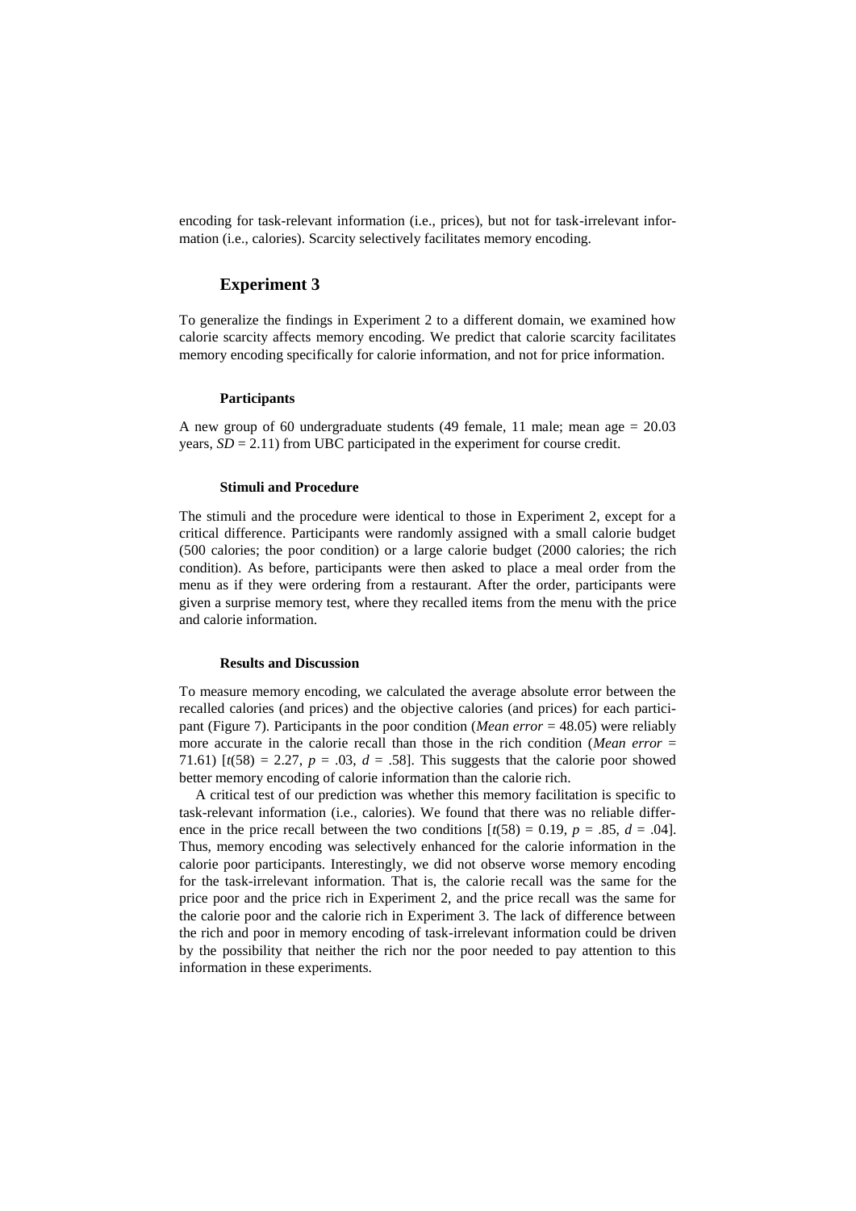encoding for task-relevant information (i.e., prices), but not for task-irrelevant information (i.e., calories). Scarcity selectively facilitates memory encoding.

## Experiment 3

To generalize the findings in Experiment 2 to a different domain, we examined how calorie scarcity affects memory encoding. We predict that calorie scarcity facilitates memory encoding specifically for calorie information, and not for price information.

### Participants

A new group of 60 undergraduate students (49 female, 11 male; mean age = 20.03 years, *SD* = 2.11) from UBC participated in the experiment for course credit.

### Stimuli and Procedure

The stimuli and the procedure were identical to those in Experiment 2, except for a critical difference. Participants were randomly assigned with a small calorie budget (500 calories; the poor condition) or a large calorie budget (2000 calories; the rich condition). As before, participants were then asked to place a meal order from the menu as if they were ordering from a restaurant. After the order, participants were given a surprise memory test, where they recalled items from the menu with the price and calorie information.

### Results and Discussion

To measure memory encoding, we calculated the average absolute error between the recalled calories (and prices) and the objective calories (and prices) for each participant (Figure 7). Participants in the poor condition (*Mean error* = 48.05) were reliably more accurate in the calorie recall than those in the rich condition (*Mean error* = 71.61) [$t(58) = 2.27$, $p = .03$, $d = .58$]. This suggests that the calorie poor showed better memory encoding of calorie information than the calorie rich.

A critical test of our prediction was whether this memory facilitation is specific to task-relevant information (i.e., calories). We found that there was no reliable difference in the price recall between the two conditions [$t(58) = 0.19$, $p = .85$, $d = .04$]. Thus, memory encoding was selectively enhanced for the calorie information in the calorie poor participants. Interestingly, we did not observe worse memory encoding for the task-irrelevant information. That is, the calorie recall was the same for the price poor and the price rich in Experiment 2, and the price recall was the same for the calorie poor and the calorie rich in Experiment 3. The lack of difference between the rich and poor in memory encoding of task-irrelevant information could be driven by the possibility that neither the rich nor the poor needed to pay attention to this information in these experiments.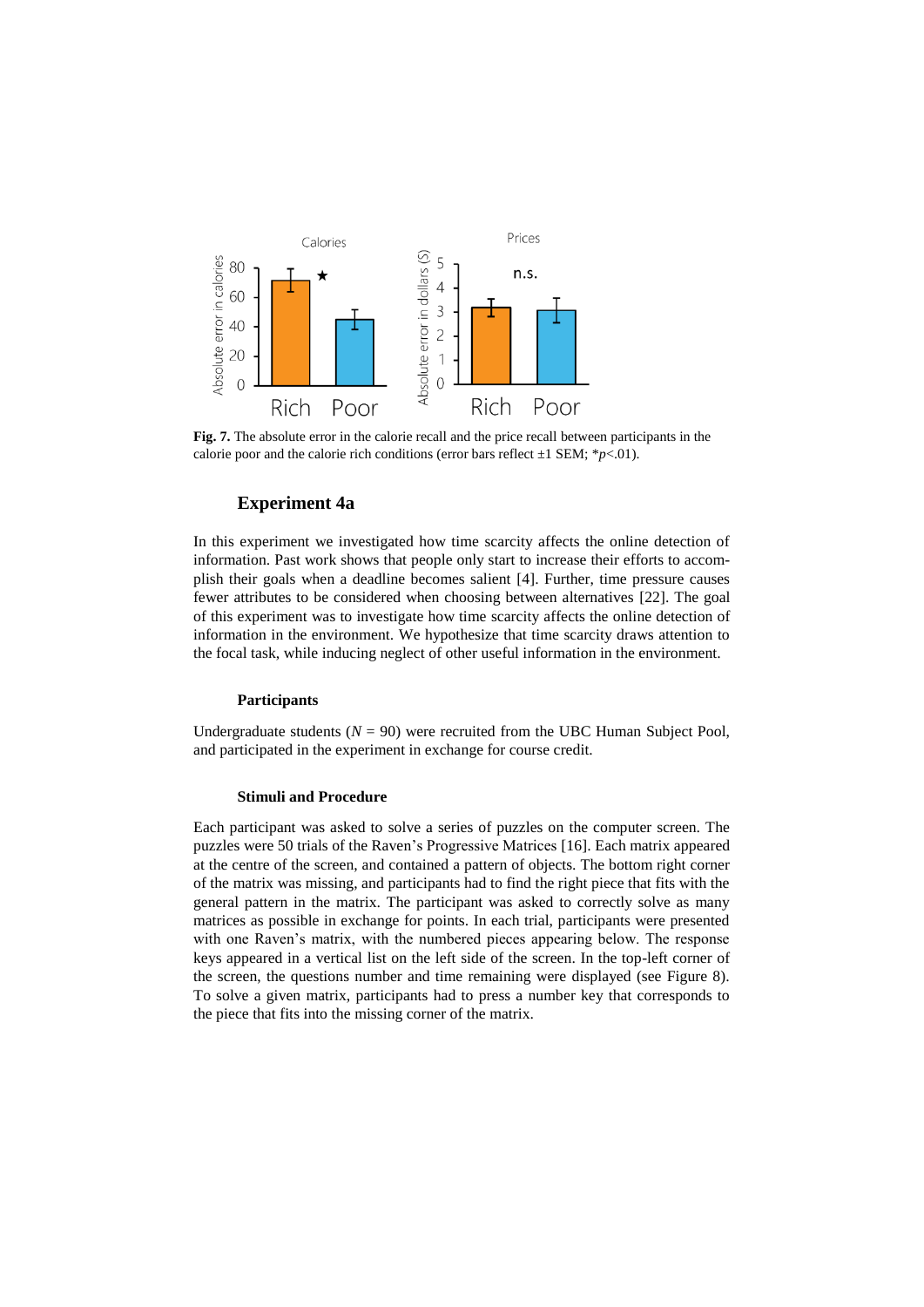**Fig. 7.** The absolute error in the calorie recall and the price recall between participants in the calorie poor and the calorie rich conditions (error bars reflect ±1 SEM; *$p$<.01).

## Experiment 4a

In this experiment we investigated how time scarcity affects the online detection of information. Past work shows that people only start to increase their efforts to accomplish their goals when a deadline becomes salient [4]. Further, time pressure causes fewer attributes to be considered when choosing between alternatives [22]. The goal of this experiment was to investigate how time scarcity affects the online detection of information in the environment. We hypothesize that time scarcity draws attention to the focal task, while inducing neglect of other useful information in the environment.

### Participants

Undergraduate students ($N$ = 90) were recruited from the UBC Human Subject Pool, and participated in the experiment in exchange for course credit.

### Stimuli and Procedure

Each participant was asked to solve a series of puzzles on the computer screen. The puzzles were 50 trials of the Raven's Progressive Matrices [16]. Each matrix appeared at the centre of the screen, and contained a pattern of objects. The bottom right corner of the matrix was missing, and participants had to find the right piece that fits with the general pattern in the matrix. The participant was asked to correctly solve as many matrices as possible in exchange for points. In each trial, participants were presented with one Raven's matrix, with the numbered pieces appearing below. The response keys appeared in a vertical list on the left side of the screen. In the top-left corner of the screen, the questions number and time remaining were displayed (see Figure 8). To solve a given matrix, participants had to press a number key that corresponds to the piece that fits into the missing corner of the matrix.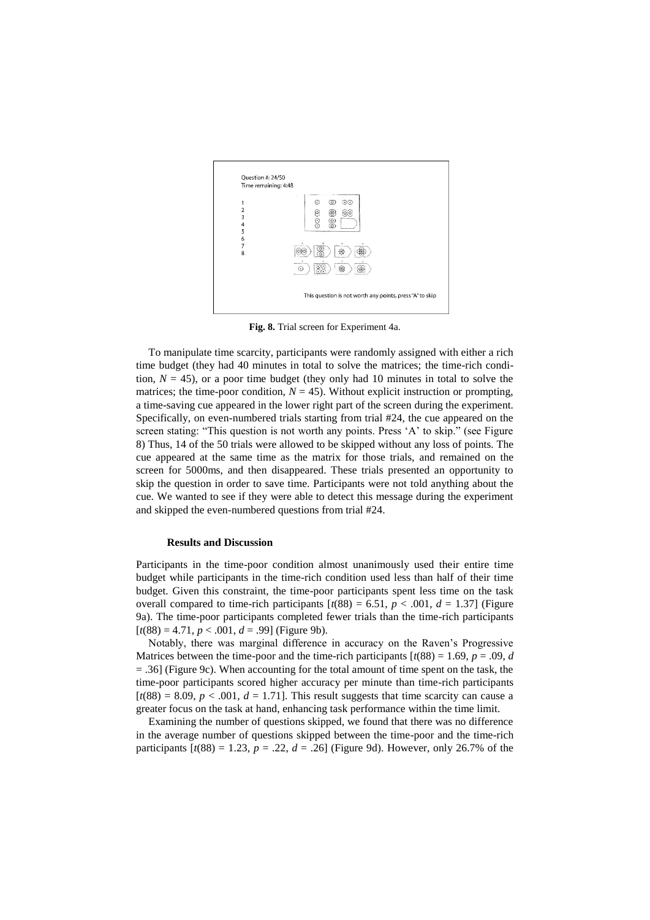**Fig. 8.** Trial screen for Experiment 4a.

To manipulate time scarcity, participants were randomly assigned with either a rich time budget (they had 40 minutes in total to solve the matrices; the time-rich condition, $N = 45$), or a poor time budget (they only had 10 minutes in total to solve the matrices; the time-poor condition, $N = 45$). Without explicit instruction or prompting, a time-saving cue appeared in the lower right part of the screen during the experiment. Specifically, on even-numbered trials starting from trial #24, the cue appeared on the screen stating: "This question is not worth any points. Press 'A' to skip." (see Figure 8) Thus, 14 of the 50 trials were allowed to be skipped without any loss of points. The cue appeared at the same time as the matrix for those trials, and remained on the screen for 5000ms, and then disappeared. These trials presented an opportunity to skip the question in order to save time. Participants were not told anything about the cue. We wanted to see if they were able to detect this message during the experiment and skipped the even-numbered questions from trial #24.

#### Results and Discussion

Participants in the time-poor condition almost unanimously used their entire time budget while participants in the time-rich condition used less than half of their time budget. Given this constraint, the time-poor participants spent less time on the task overall compared to time-rich participants [$t(88) = 6.51$, $p < .001$, $d = 1.37$] (Figure 9a). The time-poor participants completed fewer trials than the time-rich participants [$t(88) = 4.71$, $p < .001$, $d = .99$] (Figure 9b).

Notably, there was marginal difference in accuracy on the Raven's Progressive Matrices between the time-poor and the time-rich participants [$t(88) = 1.69$, $p = .09$, $d = .36$] (Figure 9c). When accounting for the total amount of time spent on the task, the time-poor participants scored higher accuracy per minute than time-rich participants [$t(88) = 8.09$, $p < .001$, $d = 1.71$]. This result suggests that time scarcity can cause a greater focus on the task at hand, enhancing task performance within the time limit.

Examining the number of questions skipped, we found that there was no difference in the average number of questions skipped between the time-poor and the time-rich participants [$t(88) = 1.23$, $p = .22$, $d = .26$] (Figure 9d). However, only 26.7% of the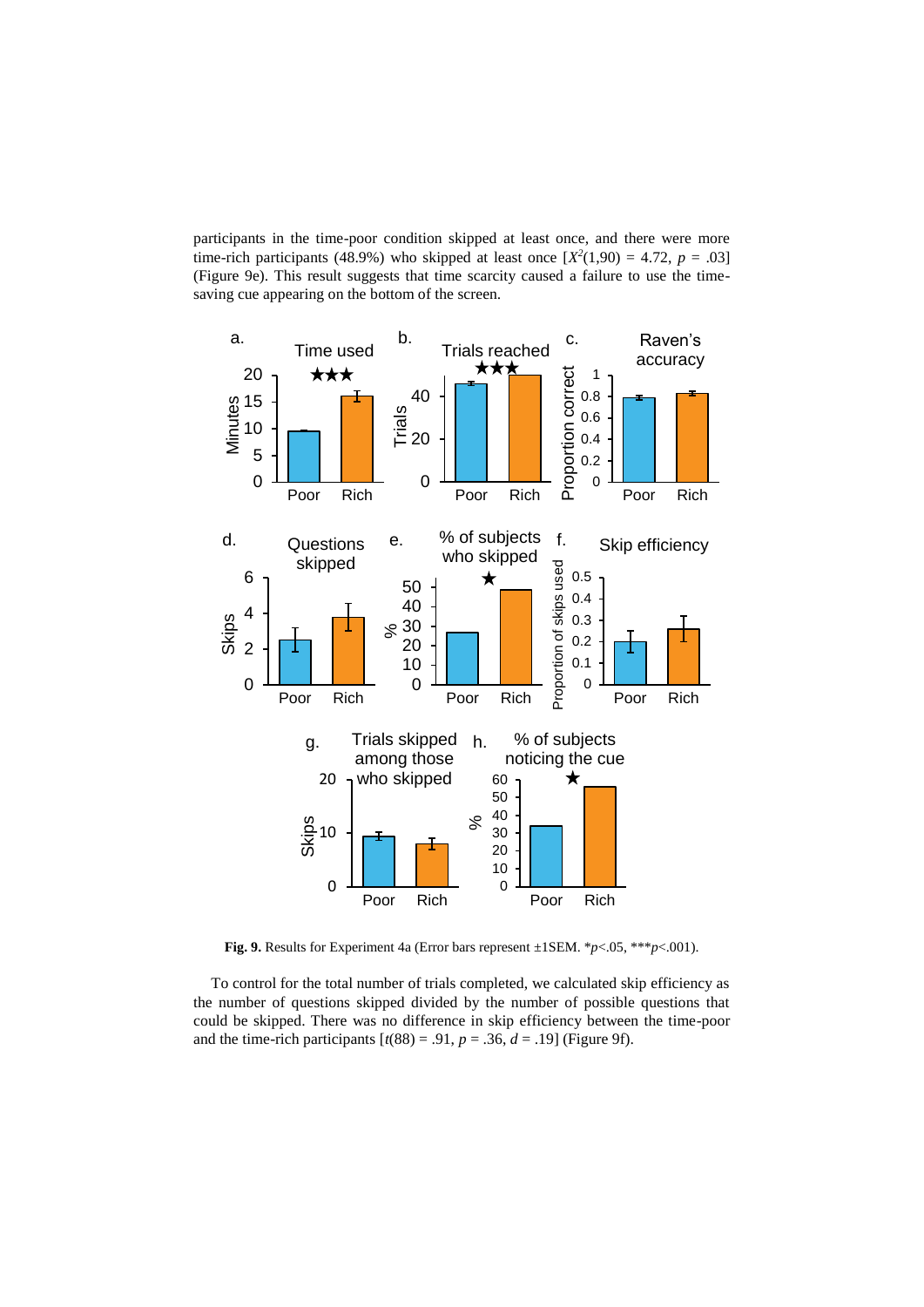participants in the time-poor condition skipped at least once, and there were more time-rich participants (48.9%) who skipped at least once [$X^2(1,90) = 4.72$, $p = .03$] (Figure 9e). This result suggests that time scarcity caused a failure to use the time-saving cue appearing on the bottom of the screen.

**Fig. 9.** Results for Experiment 4a (Error bars represent ±1SEM. *$p$<.05, ***$p$<.001).

To control for the total number of trials completed, we calculated skip efficiency as the number of questions skipped divided by the number of possible questions that could be skipped. There was no difference in skip efficiency between the time-poor and the time-rich participants [$t(88) = .91$, $p = .36$, $d = .19$] (Figure 9f).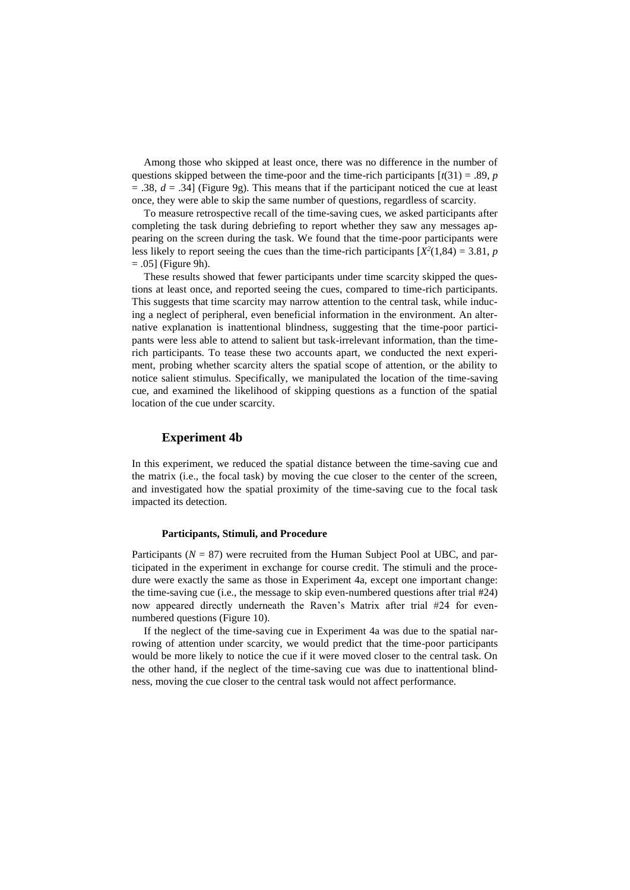Among those who skipped at least once, there was no difference in the number of questions skipped between the time-poor and the time-rich participants [$t(31) = .89$, $p = .38$, $d = .34$] (Figure 9g). This means that if the participant noticed the cue at least once, they were able to skip the same number of questions, regardless of scarcity.

To measure retrospective recall of the time-saving cues, we asked participants after completing the task during debriefing to report whether they saw any messages appearing on the screen during the task. We found that the time-poor participants were less likely to report seeing the cues than the time-rich participants [$X^2(1,84) = 3.81$, $p = .05$] (Figure 9h).

These results showed that fewer participants under time scarcity skipped the questions at least once, and reported seeing the cues, compared to time-rich participants. This suggests that time scarcity may narrow attention to the central task, while inducing a neglect of peripheral, even beneficial information in the environment. An alternative explanation is inattentional blindness, suggesting that the time-poor participants were less able to attend to salient but task-irrelevant information, than the time-rich participants. To tease these two accounts apart, we conducted the next experiment, probing whether scarcity alters the spatial scope of attention, or the ability to notice salient stimulus. Specifically, we manipulated the location of the time-saving cue, and examined the likelihood of skipping questions as a function of the spatial location of the cue under scarcity.

## Experiment 4b

In this experiment, we reduced the spatial distance between the time-saving cue and the matrix (i.e., the focal task) by moving the cue closer to the center of the screen, and investigated how the spatial proximity of the time-saving cue to the focal task impacted its detection.

### Participants, Stimuli, and Procedure

Participants ($N = 87$) were recruited from the Human Subject Pool at UBC, and participated in the experiment in exchange for course credit. The stimuli and the procedure were exactly the same as those in Experiment 4a, except one important change: the time-saving cue (i.e., the message to skip even-numbered questions after trial #24) now appeared directly underneath the Raven's Matrix after trial #24 for even-numbered questions (Figure 10).

If the neglect of the time-saving cue in Experiment 4a was due to the spatial narrowing of attention under scarcity, we would predict that the time-poor participants would be more likely to notice the cue if it were moved closer to the central task. On the other hand, if the neglect of the time-saving cue was due to inattentional blindness, moving the cue closer to the central task would not affect performance.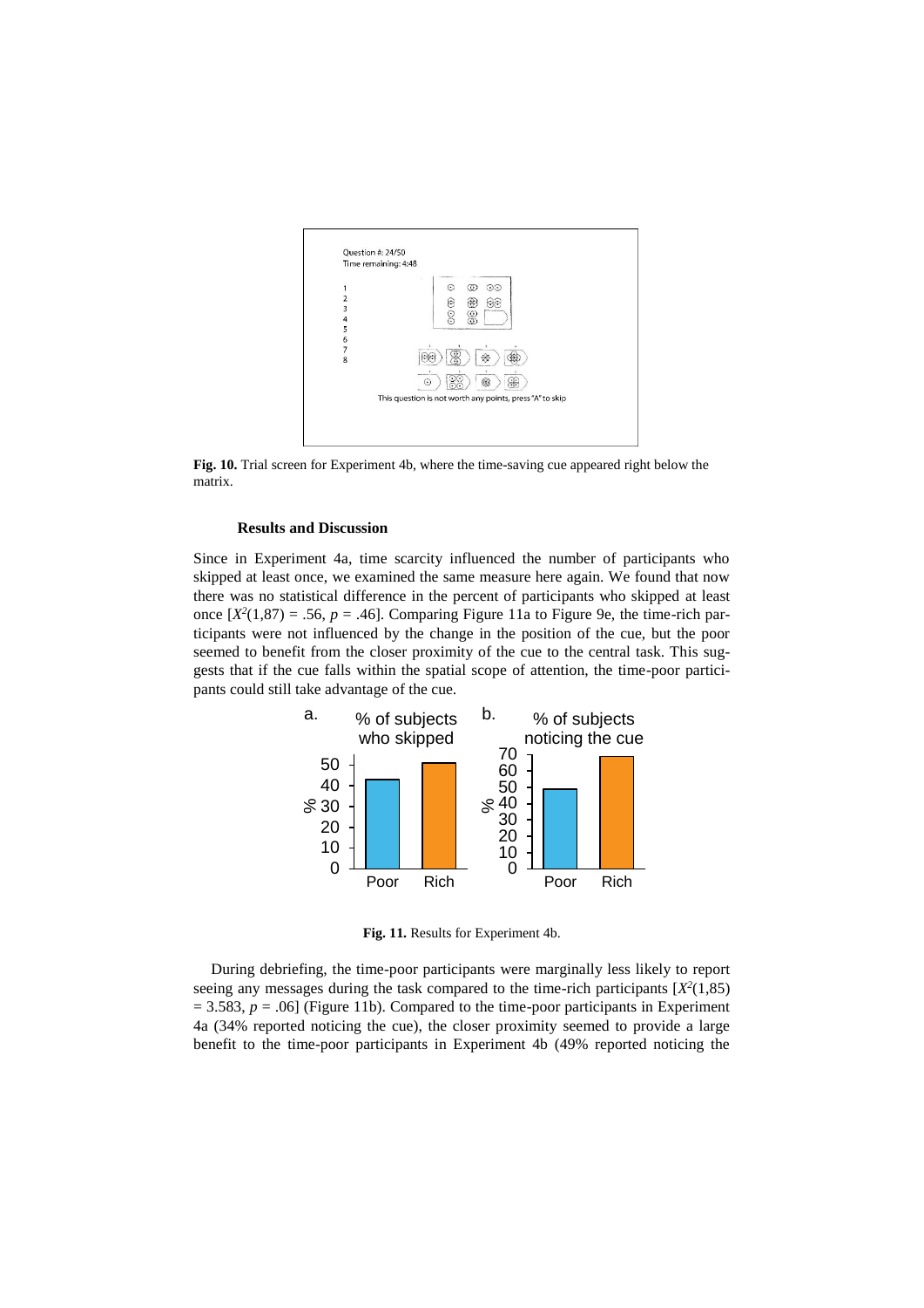**Fig. 10.** Trial screen for Experiment 4b, where the time-saving cue appeared right below the matrix.

#### Results and Discussion

Since in Experiment 4a, time scarcity influenced the number of participants who skipped at least once, we examined the same measure here again. We found that now there was no statistical difference in the percent of participants who skipped at least once [$X^2(1,87) = .56$, $p = .46$]. Comparing Figure 11a to Figure 9e, the time-rich participants were not influenced by the change in the position of the cue, but the poor seemed to benefit from the closer proximity of the cue to the central task. This suggests that if the cue falls within the spatial scope of attention, the time-poor participants could still take advantage of the cue.

**Fig. 11.** Results for Experiment 4b.

During debriefing, the time-poor participants were marginally less likely to report seeing any messages during the task compared to the time-rich participants [$X^2(1,85) = 3.583$, $p = .06$] (Figure 11b). Compared to the time-poor participants in Experiment 4a (34% reported noticing the cue), the closer proximity seemed to provide a large benefit to the time-poor participants in Experiment 4b (49% reported noticing the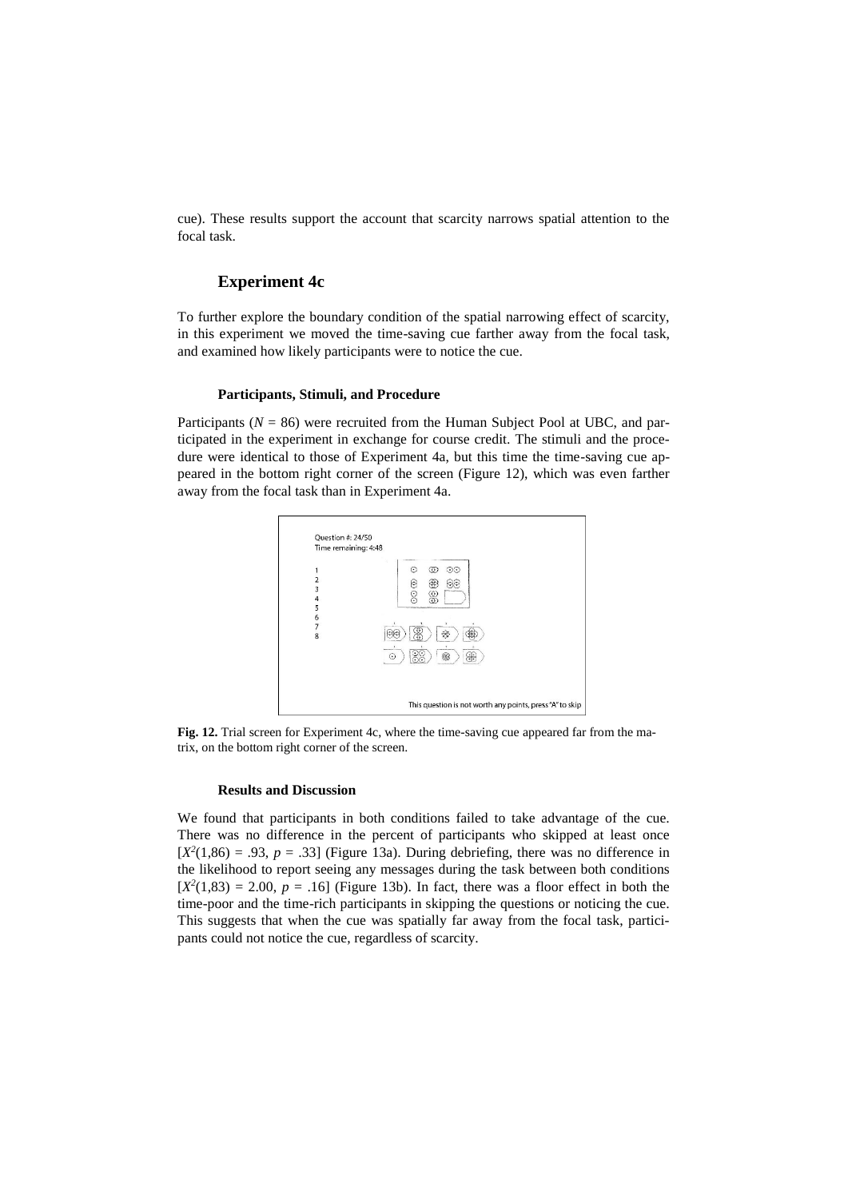cue). These results support the account that scarcity narrows spatial attention to the focal task.

## Experiment 4c

To further explore the boundary condition of the spatial narrowing effect of scarcity, in this experiment we moved the time-saving cue farther away from the focal task, and examined how likely participants were to notice the cue.

### Participants, Stimuli, and Procedure

Participants ($N$ = 86) were recruited from the Human Subject Pool at UBC, and participated in the experiment in exchange for course credit. The stimuli and the procedure were identical to those of Experiment 4a, but this time the time-saving cue appeared in the bottom right corner of the screen (Figure 12), which was even farther away from the focal task than in Experiment 4a.

**Fig. 12.** Trial screen for Experiment 4c, where the time-saving cue appeared far from the matrix, on the bottom right corner of the screen.

### Results and Discussion

We found that participants in both conditions failed to take advantage of the cue. There was no difference in the percent of participants who skipped at least once [$X^2(1,86) = .93$, $p = .33$] (Figure 13a). During debriefing, there was no difference in the likelihood to report seeing any messages during the task between both conditions [$X^2(1,83) = 2.00$, $p = .16$] (Figure 13b). In fact, there was a floor effect in both the time-poor and the time-rich participants in skipping the questions or noticing the cue. This suggests that when the cue was spatially far away from the focal task, participants could not notice the cue, regardless of scarcity.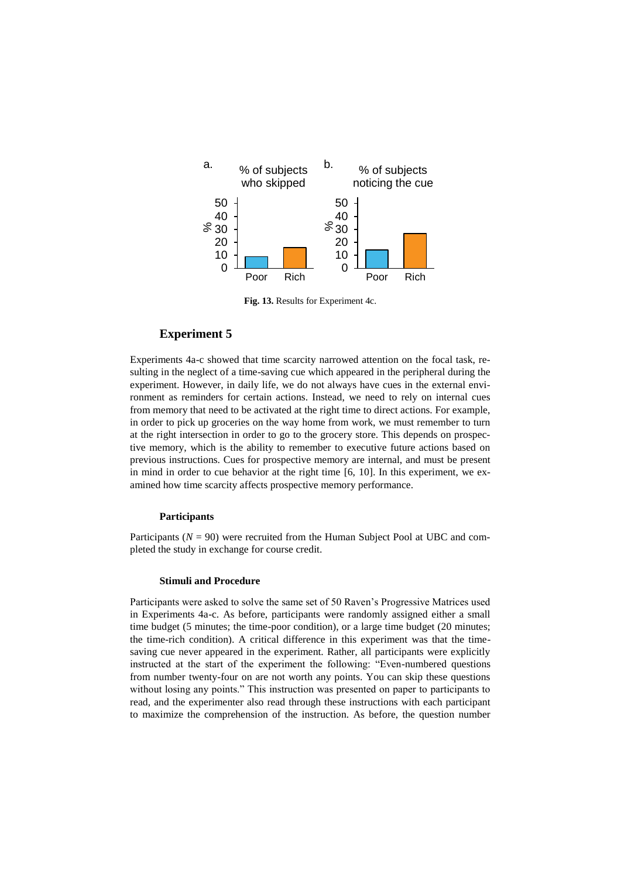**Fig. 13.** Results for Experiment 4c.

## Experiment 5

Experiments 4a-c showed that time scarcity narrowed attention on the focal task, resulting in the neglect of a time-saving cue which appeared in the peripheral during the experiment. However, in daily life, we do not always have cues in the external environment as reminders for certain actions. Instead, we need to rely on internal cues from memory that need to be activated at the right time to direct actions. For example, in order to pick up groceries on the way home from work, we must remember to turn at the right intersection in order to go to the grocery store. This depends on prospective memory, which is the ability to remember to executive future actions based on previous instructions. Cues for prospective memory are internal, and must be present in mind in order to cue behavior at the right time [6, 10]. In this experiment, we examined how time scarcity affects prospective memory performance.

### Participants

Participants ($N$ = 90) were recruited from the Human Subject Pool at UBC and completed the study in exchange for course credit.

### Stimuli and Procedure

Participants were asked to solve the same set of 50 Raven's Progressive Matrices used in Experiments 4a-c. As before, participants were randomly assigned either a small time budget (5 minutes; the time-poor condition), or a large time budget (20 minutes; the time-rich condition). A critical difference in this experiment was that the time-saving cue never appeared in the experiment. Rather, all participants were explicitly instructed at the start of the experiment the following: "Even-numbered questions from number twenty-four on are not worth any points. You can skip these questions without losing any points." This instruction was presented on paper to participants to read, and the experimenter also read through these instructions with each participant to maximize the comprehension of the instruction. As before, the question number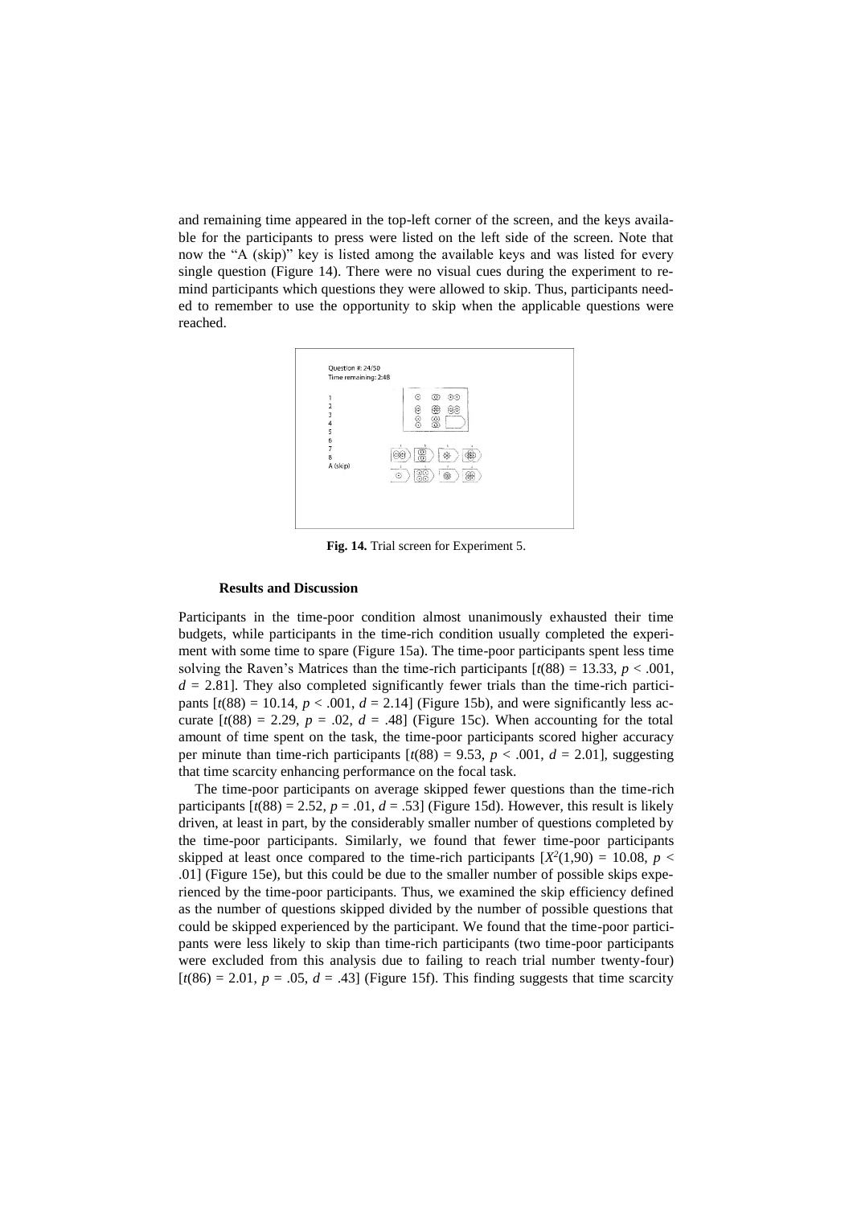and remaining time appeared in the top-left corner of the screen, and the keys available for the participants to press were listed on the left side of the screen. Note that now the "A (skip)" key is listed among the available keys and was listed for every single question (Figure 14). There were no visual cues during the experiment to remind participants which questions they were allowed to skip. Thus, participants needed to remember to use the opportunity to skip when the applicable questions were reached.

**Fig. 14.** Trial screen for Experiment 5.

### Results and Discussion

Participants in the time-poor condition almost unanimously exhausted their time budgets, while participants in the time-rich condition usually completed the experiment with some time to spare (Figure 15a). The time-poor participants spent less time solving the Raven's Matrices than the time-rich participants [$t(88) = 13.33$, $p < .001$, $d = 2.81$]. They also completed significantly fewer trials than the time-rich participants [$t(88) = 10.14$, $p < .001$, $d = 2.14$] (Figure 15b), and were significantly less accurate [$t(88) = 2.29$, $p = .02$, $d = .48$] (Figure 15c). When accounting for the total amount of time spent on the task, the time-poor participants scored higher accuracy per minute than time-rich participants [$t(88) = 9.53$, $p < .001$, $d = 2.01$], suggesting that time scarcity enhancing performance on the focal task.

The time-poor participants on average skipped fewer questions than the time-rich participants [$t(88) = 2.52$, $p = .01$, $d = .53$] (Figure 15d). However, this result is likely driven, at least in part, by the considerably smaller number of questions completed by the time-poor participants. Similarly, we found that fewer time-poor participants skipped at least once compared to the time-rich participants [$X^2(1,90) = 10.08$, $p < .01$] (Figure 15e), but this could be due to the smaller number of possible skips experienced by the time-poor participants. Thus, we examined the skip efficiency defined as the number of questions skipped divided by the number of possible questions that could be skipped experienced by the participant. We found that the time-poor participants were less likely to skip than time-rich participants (two time-poor participants were excluded from this analysis due to failing to reach trial number twenty-four) [$t(86) = 2.01$, $p = .05$, $d = .43$] (Figure 15f). This finding suggests that time scarcity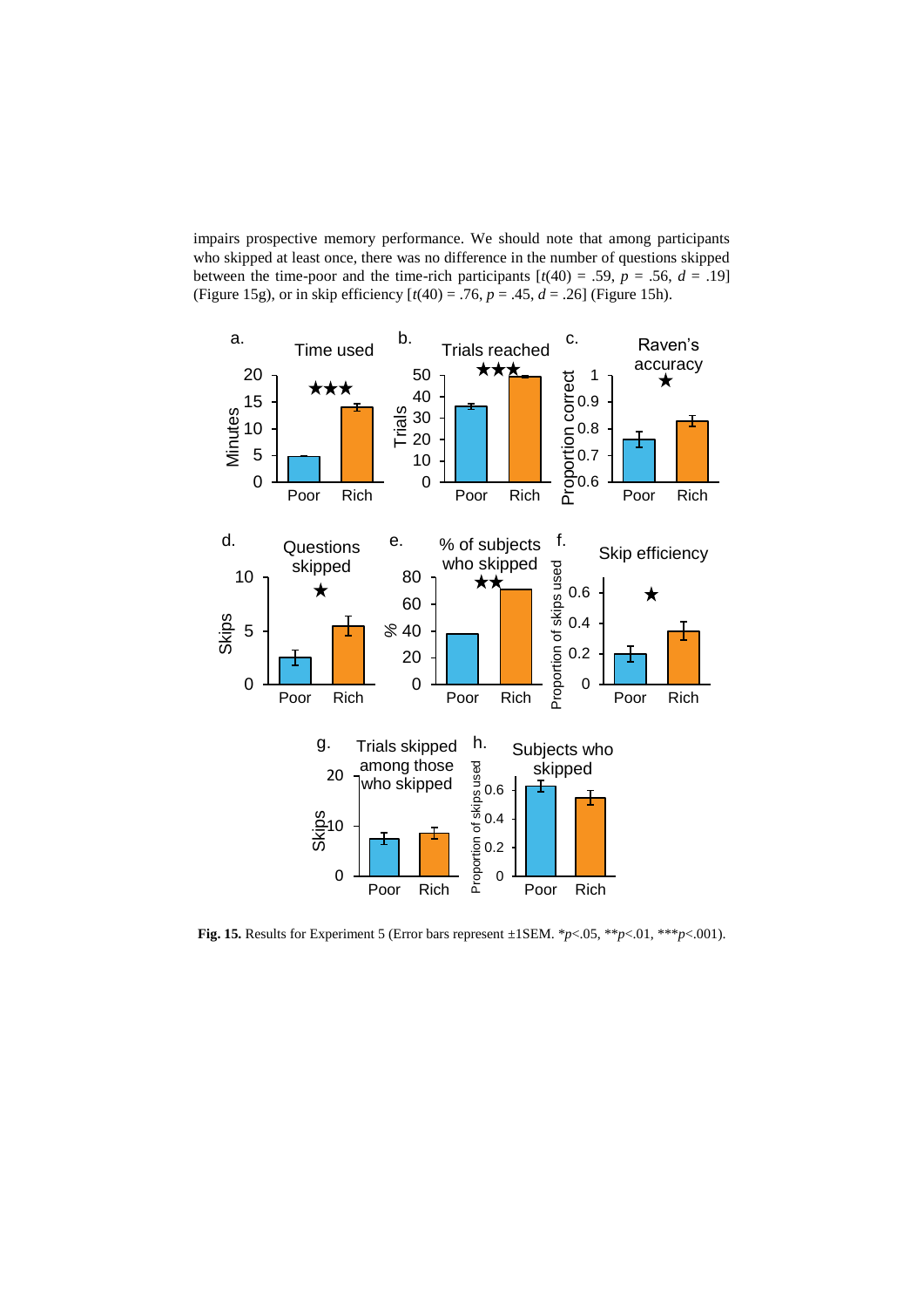impairs prospective memory performance. We should note that among participants who skipped at least once, there was no difference in the number of questions skipped between the time-poor and the time-rich participants [$t(40) = .59$, $p = .56$, $d = .19$] (Figure 15g), or in skip efficiency [$t(40) = .76$, $p = .45$, $d = .26$] (Figure 15h).

**Fig. 15.** Results for Experiment 5 (Error bars represent ±1SEM. *$p$<.05, **$p$<.01, ***$p$<.001).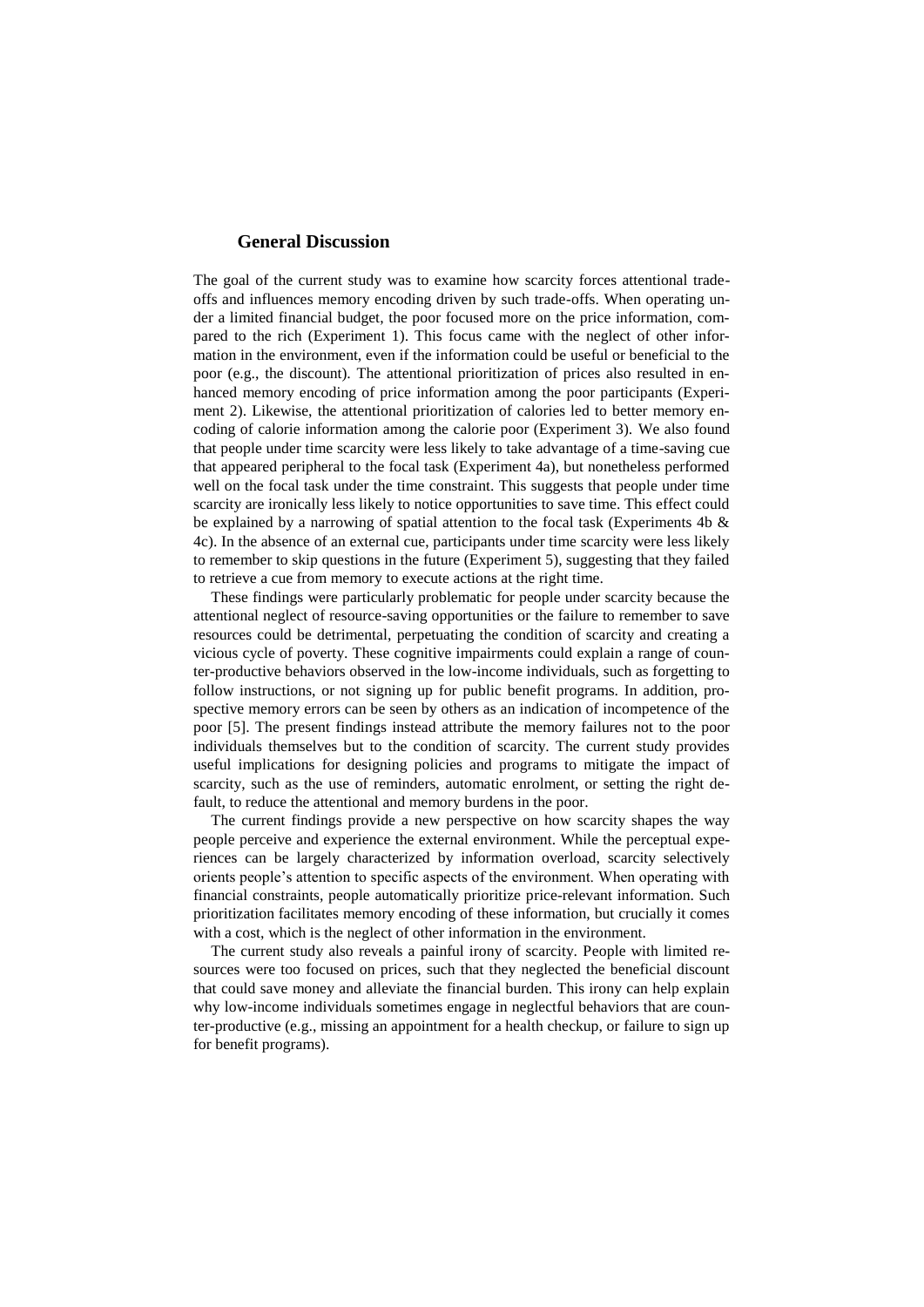## General Discussion

The goal of the current study was to examine how scarcity forces attentional trade-offs and influences memory encoding driven by such trade-offs. When operating under a limited financial budget, the poor focused more on the price information, compared to the rich (Experiment 1). This focus came with the neglect of other information in the environment, even if the information could be useful or beneficial to the poor (e.g., the discount). The attentional prioritization of prices also resulted in enhanced memory encoding of price information among the poor participants (Experiment 2). Likewise, the attentional prioritization of calories led to better memory encoding of calorie information among the calorie poor (Experiment 3). We also found that people under time scarcity were less likely to take advantage of a time-saving cue that appeared peripheral to the focal task (Experiment 4a), but nonetheless performed well on the focal task under the time constraint. This suggests that people under time scarcity are ironically less likely to notice opportunities to save time. This effect could be explained by a narrowing of spatial attention to the focal task (Experiments 4b & 4c). In the absence of an external cue, participants under time scarcity were less likely to remember to skip questions in the future (Experiment 5), suggesting that they failed to retrieve a cue from memory to execute actions at the right time.

These findings were particularly problematic for people under scarcity because the attentional neglect of resource-saving opportunities or the failure to remember to save resources could be detrimental, perpetuating the condition of scarcity and creating a vicious cycle of poverty. These cognitive impairments could explain a range of counter-productive behaviors observed in the low-income individuals, such as forgetting to follow instructions, or not signing up for public benefit programs. In addition, prospective memory errors can be seen by others as an indication of incompetence of the poor [5]. The present findings instead attribute the memory failures not to the poor individuals themselves but to the condition of scarcity. The current study provides useful implications for designing policies and programs to mitigate the impact of scarcity, such as the use of reminders, automatic enrolment, or setting the right default, to reduce the attentional and memory burdens in the poor.

The current findings provide a new perspective on how scarcity shapes the way people perceive and experience the external environment. While the perceptual experiences can be largely characterized by information overload, scarcity selectively orients people's attention to specific aspects of the environment. When operating with financial constraints, people automatically prioritize price-relevant information. Such prioritization facilitates memory encoding of these information, but crucially it comes with a cost, which is the neglect of other information in the environment.

The current study also reveals a painful irony of scarcity. People with limited resources were too focused on prices, such that they neglected the beneficial discount that could save money and alleviate the financial burden. This irony can help explain why low-income individuals sometimes engage in neglectful behaviors that are counter-productive (e.g., missing an appointment for a health checkup, or failure to sign up for benefit programs).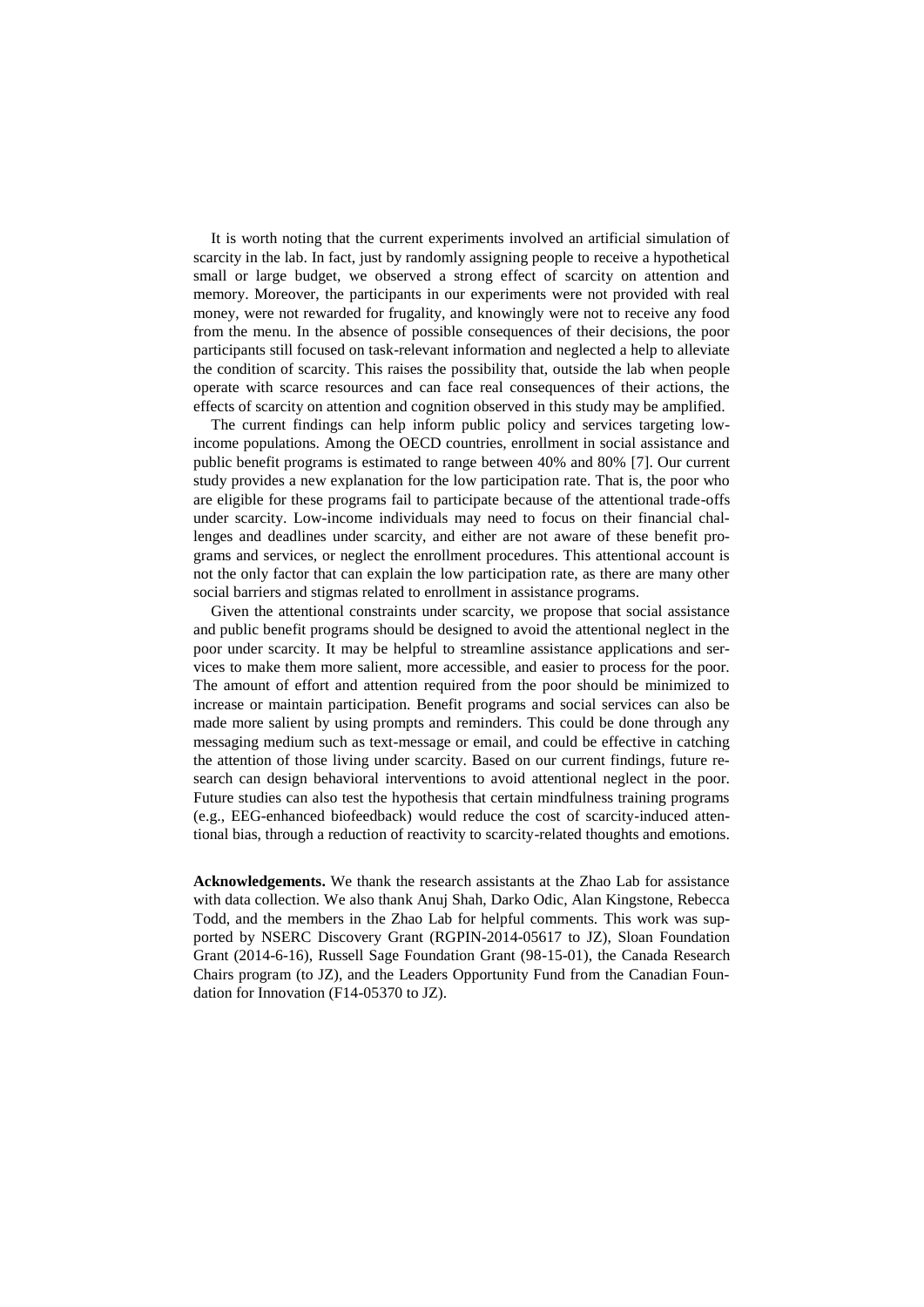It is worth noting that the current experiments involved an artificial simulation of scarcity in the lab. In fact, just by randomly assigning people to receive a hypothetical small or large budget, we observed a strong effect of scarcity on attention and memory. Moreover, the participants in our experiments were not provided with real money, were not rewarded for frugality, and knowingly were not to receive any food from the menu. In the absence of possible consequences of their decisions, the poor participants still focused on task-relevant information and neglected a help to alleviate the condition of scarcity. This raises the possibility that, outside the lab when people operate with scarce resources and can face real consequences of their actions, the effects of scarcity on attention and cognition observed in this study may be amplified.

The current findings can help inform public policy and services targeting low-income populations. Among the OECD countries, enrollment in social assistance and public benefit programs is estimated to range between 40% and 80% [7]. Our current study provides a new explanation for the low participation rate. That is, the poor who are eligible for these programs fail to participate because of the attentional trade-offs under scarcity. Low-income individuals may need to focus on their financial challenges and deadlines under scarcity, and either are not aware of these benefit programs and services, or neglect the enrollment procedures. This attentional account is not the only factor that can explain the low participation rate, as there are many other social barriers and stigmas related to enrollment in assistance programs.

Given the attentional constraints under scarcity, we propose that social assistance and public benefit programs should be designed to avoid the attentional neglect in the poor under scarcity. It may be helpful to streamline assistance applications and services to make them more salient, more accessible, and easier to process for the poor. The amount of effort and attention required from the poor should be minimized to increase or maintain participation. Benefit programs and social services can also be made more salient by using prompts and reminders. This could be done through any messaging medium such as text-message or email, and could be effective in catching the attention of those living under scarcity. Based on our current findings, future research can design behavioral interventions to avoid attentional neglect in the poor. Future studies can also test the hypothesis that certain mindfulness training programs (e.g., EEG-enhanced biofeedback) would reduce the cost of scarcity-induced attentional bias, through a reduction of reactivity to scarcity-related thoughts and emotions.

**Acknowledgements.** We thank the research assistants at the Zhao Lab for assistance with data collection. We also thank Anuj Shah, Darko Odic, Alan Kingstone, Rebecca Todd, and the members in the Zhao Lab for helpful comments. This work was supported by NSERC Discovery Grant (RGPIN-2014-05617 to JZ), Sloan Foundation Grant (2014-6-16), Russell Sage Foundation Grant (98-15-01), the Canada Research Chairs program (to JZ), and the Leaders Opportunity Fund from the Canadian Foundation for Innovation (F14-05370 to JZ).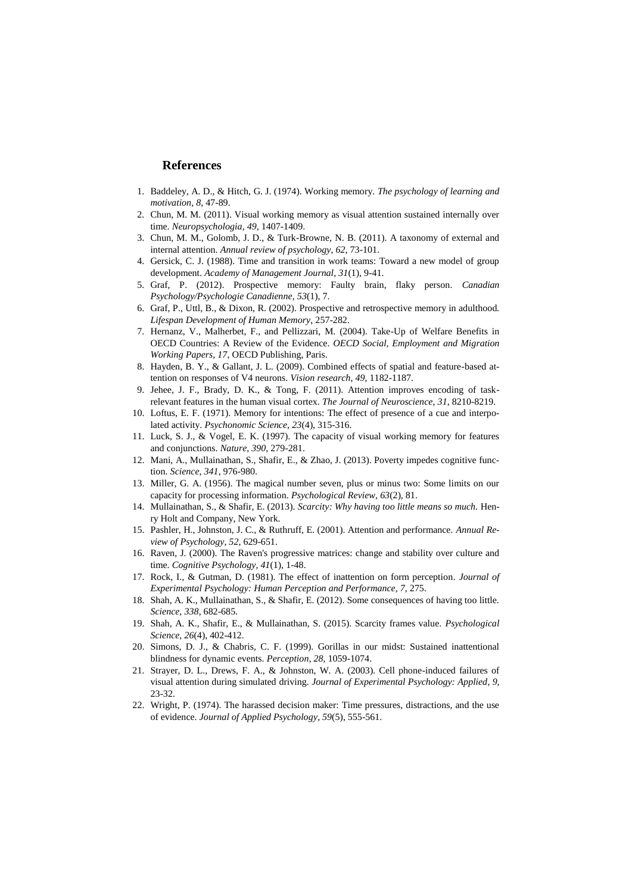## References

1. Baddeley, A. D., & Hitch, G. J. (1974). Working memory. *The psychology of learning and motivation*, *8*, 47-89.
2. Chun, M. M. (2011). Visual working memory as visual attention sustained internally over time. *Neuropsychologia*, *49*, 1407-1409.
3. Chun, M. M., Golomb, J. D., & Turk-Browne, N. B. (2011). A taxonomy of external and internal attention. *Annual review of psychology*, *62*, 73-101.
4. Gersick, C. J. (1988). Time and transition in work teams: Toward a new model of group development. *Academy of Management Journal*, *31*(1), 9-41.
5. Graf, P. (2012). Prospective memory: Faulty brain, flaky person. *Canadian Psychology/Psychologie Canadienne*, *53*(1), 7.
6. Graf, P., Uttl, B., & Dixon, R. (2002). Prospective and retrospective memory in adulthood. *Lifespan Development of Human Memory*, 257-282.
7. Hernanz, V., Malherbet, F., and Pellizzari, M. (2004). Take-Up of Welfare Benefits in OECD Countries: A Review of the Evidence. *OECD Social, Employment and Migration Working Papers*, *17*, OECD Publishing, Paris.
8. Hayden, B. Y., & Gallant, J. L. (2009). Combined effects of spatial and feature-based attention on responses of V4 neurons. *Vision research*, *49*, 1182-1187.
9. Jehee, J. F., Brady, D. K., & Tong, F. (2011). Attention improves encoding of task-relevant features in the human visual cortex. *The Journal of Neuroscience*, *31*, 8210-8219.
10. Loftus, E. F. (1971). Memory for intentions: The effect of presence of a cue and interpolated activity. *Psychonomic Science*, *23*(4), 315-316.
11. Luck, S. J., & Vogel, E. K. (1997). The capacity of visual working memory for features and conjunctions. *Nature*, *390*, 279-281.
12. Mani, A., Mullainathan, S., Shafir, E., & Zhao, J. (2013). Poverty impedes cognitive function. *Science*, *341*, 976-980.
13. Miller, G. A. (1956). The magical number seven, plus or minus two: Some limits on our capacity for processing information. *Psychological Review*, *63*(2), 81.
14. Mullainathan, S., & Shafir, E. (2013). *Scarcity: Why having too little means so much*. Henry Holt and Company, New York.
15. Pashler, H., Johnston, J. C., & Ruthruff, E. (2001). Attention and performance. *Annual Review of Psychology*, *52*, 629-651.
16. Raven, J. (2000). The Raven's progressive matrices: change and stability over culture and time. *Cognitive Psychology*, *41*(1), 1-48.
17. Rock, I., & Gutman, D. (1981). The effect of inattention on form perception. *Journal of Experimental Psychology: Human Perception and Performance*, *7*, 275.
18. Shah, A. K., Mullainathan, S., & Shafir, E. (2012). Some consequences of having too little. *Science*, *338*, 682-685.
19. Shah, A. K., Shafir, E., & Mullainathan, S. (2015). Scarcity frames value. *Psychological Science*, *26*(4), 402-412.
20. Simons, D. J., & Chabris, C. F. (1999). Gorillas in our midst: Sustained inattentional blindness for dynamic events. *Perception*, *28*, 1059-1074.
21. Strayer, D. L., Drews, F. A., & Johnston, W. A. (2003). Cell phone-induced failures of visual attention during simulated driving. *Journal of Experimental Psychology: Applied*, *9*, 23-32.
22. Wright, P. (1974). The harassed decision maker: Time pressures, distractions, and the use of evidence. *Journal of Applied Psychology*, *59*(5), 555-561.